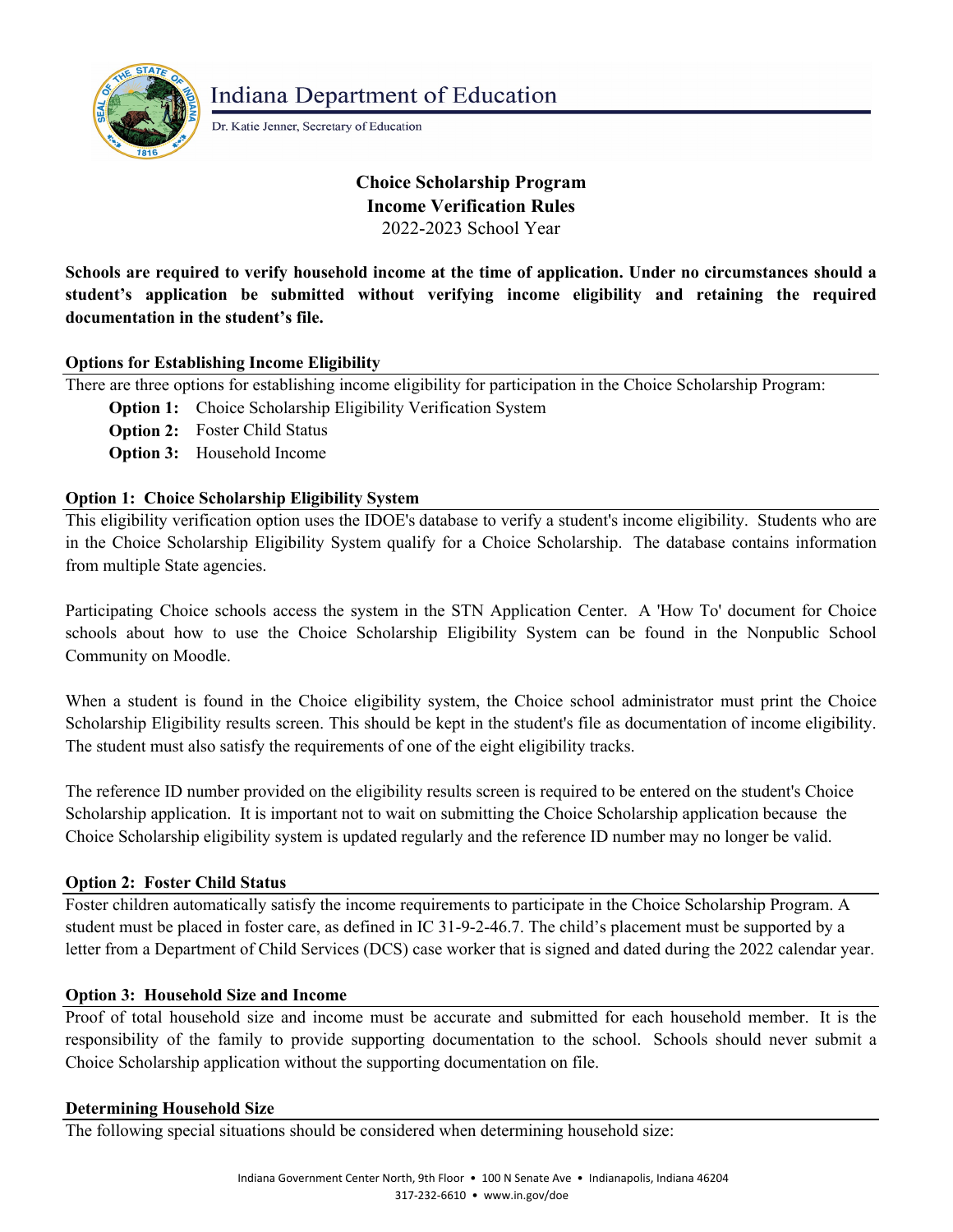Indiana Department of Education

Dr. Katie Jenner, Secretary of Education

# Choice Scholarship Program
# Income Verification Rules
2022-2023 School Year

**Schools are required to verify household income at the time of application. Under no circumstances should a student's application be submitted without verifying income eligibility and retaining the required documentation in the student's file.**

## Options for Establishing Income Eligibility

There are three options for establishing income eligibility for participation in the Choice Scholarship Program:

- **Option 1:** Choice Scholarship Eligibility Verification System
- **Option 2:** Foster Child Status
- **Option 3:** Household Income

## Option 1: Choice Scholarship Eligibility System

This eligibility verification option uses the IDOE's database to verify a student's income eligibility. Students who are in the Choice Scholarship Eligibility System qualify for a Choice Scholarship. The database contains information from multiple State agencies.

Participating Choice schools access the system in the STN Application Center. A 'How To' document for Choice schools about how to use the Choice Scholarship Eligibility System can be found in the Nonpublic School Community on Moodle.

When a student is found in the Choice eligibility system, the Choice school administrator must print the Choice Scholarship Eligibility results screen. This should be kept in the student's file as documentation of income eligibility. The student must also satisfy the requirements of one of the eight eligibility tracks.

The reference ID number provided on the eligibility results screen is required to be entered on the student's Choice Scholarship application. It is important not to wait on submitting the Choice Scholarship application because the Choice Scholarship eligibility system is updated regularly and the reference ID number may no longer be valid.

## Option 2: Foster Child Status

Foster children automatically satisfy the income requirements to participate in the Choice Scholarship Program. A student must be placed in foster care, as defined in IC 31-9-2-46.7. The child's placement must be supported by a letter from a Department of Child Services (DCS) case worker that is signed and dated during the 2022 calendar year.

## Option 3: Household Size and Income

Proof of total household size and income must be accurate and submitted for each household member. It is the responsibility of the family to provide supporting documentation to the school. Schools should never submit a Choice Scholarship application without the supporting documentation on file.

## Determining Household Size

The following special situations should be considered when determining household size: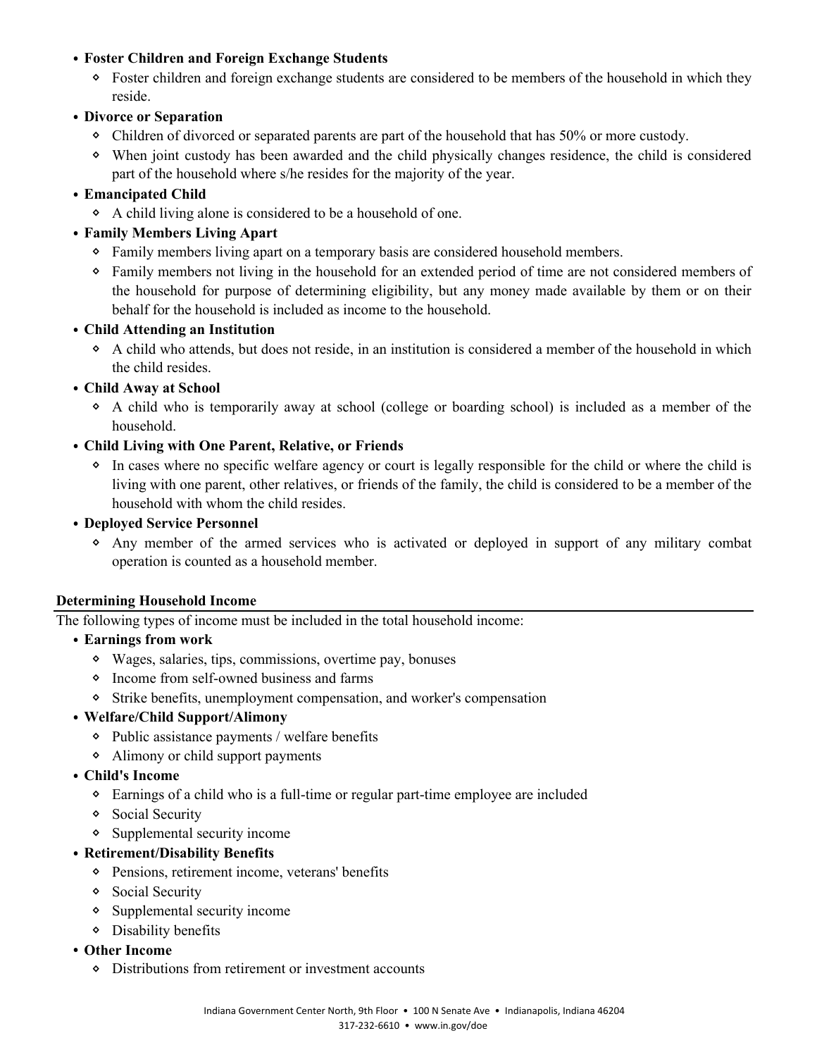- **Foster Children and Foreign Exchange Students**
  - Foster children and foreign exchange students are considered to be members of the household in which they reside.
- **Divorce or Separation**
  - Children of divorced or separated parents are part of the household that has 50% or more custody.
  - When joint custody has been awarded and the child physically changes residence, the child is considered part of the household where s/he resides for the majority of the year.
- **Emancipated Child**
  - A child living alone is considered to be a household of one.
- **Family Members Living Apart**
  - Family members living apart on a temporary basis are considered household members.
  - Family members not living in the household for an extended period of time are not considered members of the household for purpose of determining eligibility, but any money made available by them or on their behalf for the household is included as income to the household.
- **Child Attending an Institution**
  - A child who attends, but does not reside, in an institution is considered a member of the household in which the child resides.
- **Child Away at School**
  - A child who is temporarily away at school (college or boarding school) is included as a member of the household.
- **Child Living with One Parent, Relative, or Friends**
  - In cases where no specific welfare agency or court is legally responsible for the child or where the child is living with one parent, other relatives, or friends of the family, the child is considered to be a member of the household with whom the child resides.
- **Deployed Service Personnel**
  - Any member of the armed services who is activated or deployed in support of any military combat operation is counted as a household member.

## Determining Household Income

The following types of income must be included in the total household income:

- **Earnings from work**
  - Wages, salaries, tips, commissions, overtime pay, bonuses
  - Income from self-owned business and farms
  - Strike benefits, unemployment compensation, and worker's compensation
- **Welfare/Child Support/Alimony**
  - Public assistance payments / welfare benefits
  - Alimony or child support payments
- **Child's Income**
  - Earnings of a child who is a full-time or regular part-time employee are included
  - Social Security
  - Supplemental security income
- **Retirement/Disability Benefits**
  - Pensions, retirement income, veterans' benefits
  - Social Security
  - Supplemental security income
  - Disability benefits
- **Other Income**
  - Distributions from retirement or investment accounts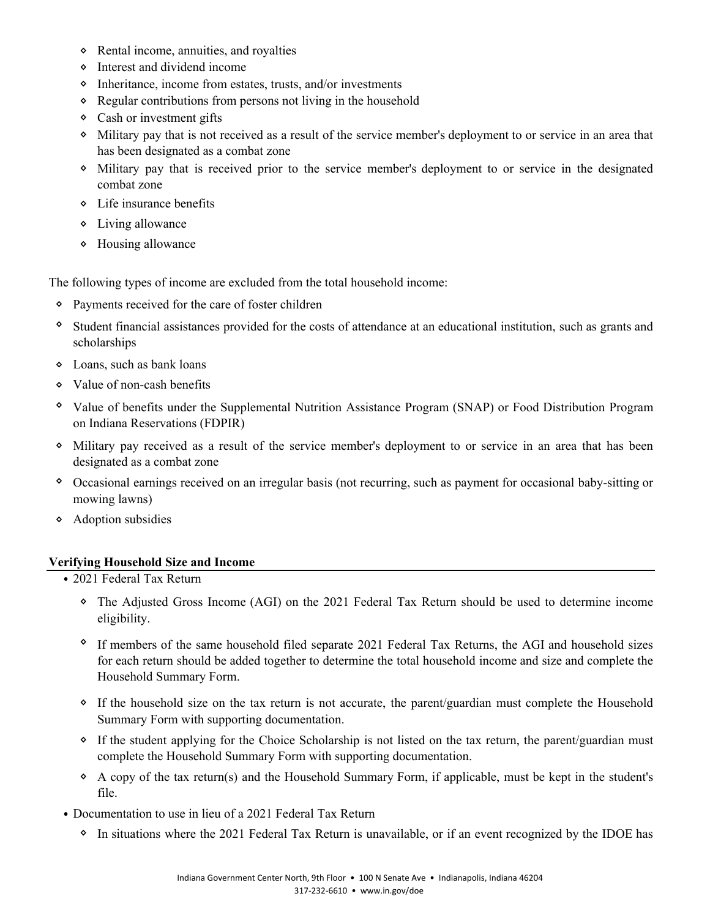- Rental income, annuities, and royalties
- Interest and dividend income
- Inheritance, income from estates, trusts, and/or investments
- Regular contributions from persons not living in the household
- Cash or investment gifts
- Military pay that is not received as a result of the service member's deployment to or service in an area that has been designated as a combat zone
- Military pay that is received prior to the service member's deployment to or service in the designated combat zone
- Life insurance benefits
- Living allowance
- Housing allowance

The following types of income are excluded from the total household income:

- Payments received for the care of foster children
- Student financial assistances provided for the costs of attendance at an educational institution, such as grants and scholarships
- Loans, such as bank loans
- Value of non-cash benefits
- Value of benefits under the Supplemental Nutrition Assistance Program (SNAP) or Food Distribution Program on Indiana Reservations (FDPIR)
- Military pay received as a result of the service member's deployment to or service in an area that has been designated as a combat zone
- Occasional earnings received on an irregular basis (not recurring, such as payment for occasional baby-sitting or mowing lawns)
- Adoption subsidies

**Verifying Household Size and Income**

- 2021 Federal Tax Return
  - The Adjusted Gross Income (AGI) on the 2021 Federal Tax Return should be used to determine income eligibility.
  - If members of the same household filed separate 2021 Federal Tax Returns, the AGI and household sizes for each return should be added together to determine the total household income and size and complete the Household Summary Form.
  - If the household size on the tax return is not accurate, the parent/guardian must complete the Household Summary Form with supporting documentation.
  - If the student applying for the Choice Scholarship is not listed on the tax return, the parent/guardian must complete the Household Summary Form with supporting documentation.
  - A copy of the tax return(s) and the Household Summary Form, if applicable, must be kept in the student's file.
- Documentation to use in lieu of a 2021 Federal Tax Return
  - In situations where the 2021 Federal Tax Return is unavailable, or if an event recognized by the IDOE has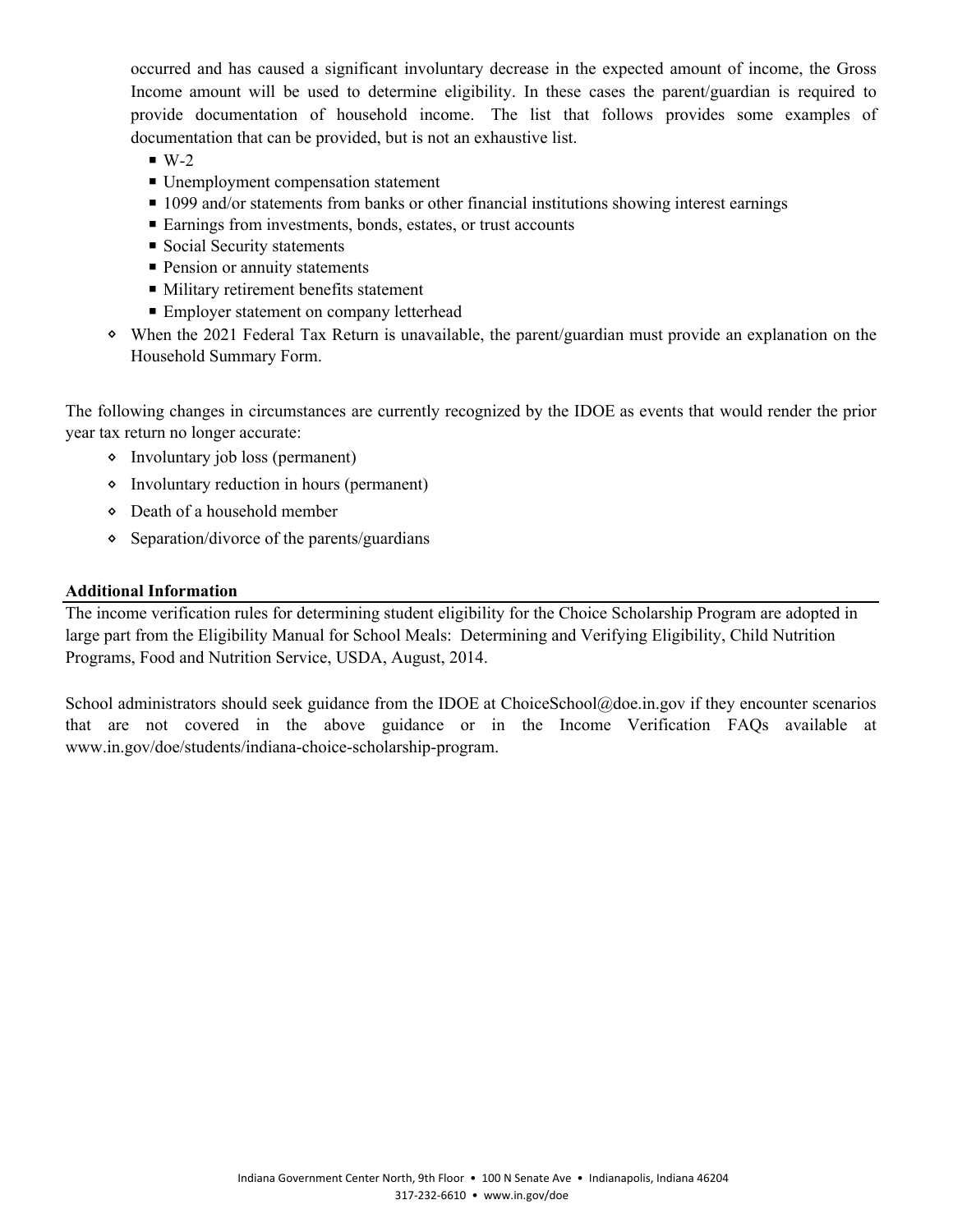occurred and has caused a significant involuntary decrease in the expected amount of income, the Gross Income amount will be used to determine eligibility. In these cases the parent/guardian is required to provide documentation of household income. The list that follows provides some examples of documentation that can be provided, but is not an exhaustive list.

  - W-2
  - Unemployment compensation statement
  - 1099 and/or statements from banks or other financial institutions showing interest earnings
  - Earnings from investments, bonds, estates, or trust accounts
  - Social Security statements
  - Pension or annuity statements
  - Military retirement benefits statement
  - Employer statement on company letterhead

- When the 2021 Federal Tax Return is unavailable, the parent/guardian must provide an explanation on the Household Summary Form.

The following changes in circumstances are currently recognized by the IDOE as events that would render the prior year tax return no longer accurate:

- Involuntary job loss (permanent)
- Involuntary reduction in hours (permanent)
- Death of a household member
- Separation/divorce of the parents/guardians

**Additional Information**

The income verification rules for determining student eligibility for the Choice Scholarship Program are adopted in large part from the Eligibility Manual for School Meals: Determining and Verifying Eligibility, Child Nutrition Programs, Food and Nutrition Service, USDA, August, 2014.

School administrators should seek guidance from the IDOE at ChoiceSchool@doe.in.gov if they encounter scenarios that are not covered in the above guidance or in the Income Verification FAQs available at www.in.gov/doe/students/indiana-choice-scholarship-program.